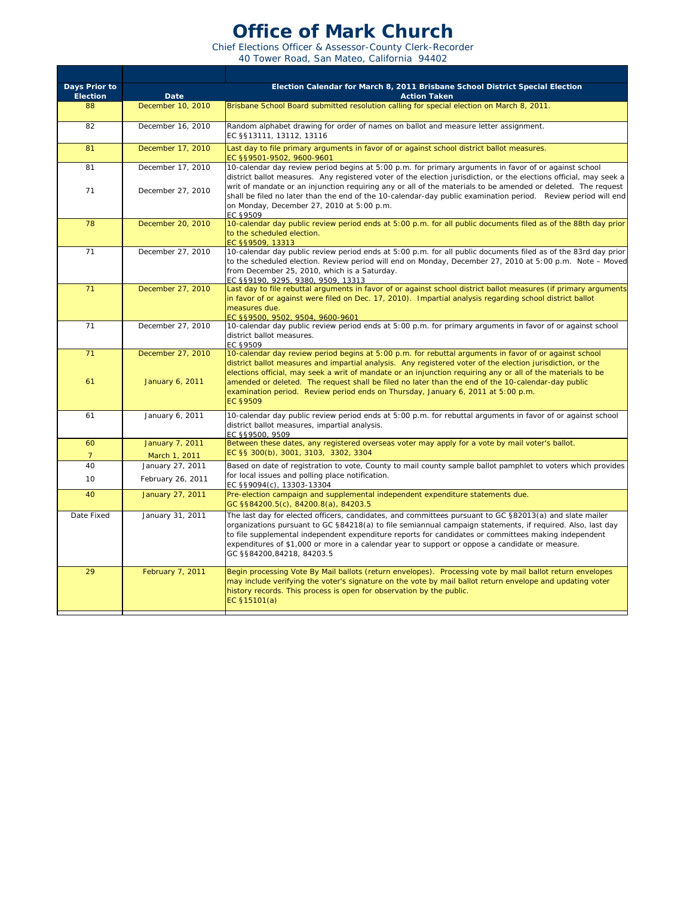# Office of Mark Church

Chief Elections Officer & Assessor-County Clerk-Recorder
40 Tower Road, San Mateo, California 94402

| Days Prior to Election | Date | Election Calendar for March 8, 2011 Brisbane School District Special Election<br>Action Taken |
|---|---|---|
| 88 | December 10, 2010 | Brisbane School Board submitted resolution calling for special election on March 8, 2011. |
| 82 | December 16, 2010 | Random alphabet drawing for order of names on ballot and measure letter assignment.<br>EC §§13111, 13112, 13116 |
| 81 | December 17, 2010 | Last day to file primary arguments in favor of or against school district ballot measures.<br>EC §§9501-9502, 9600-9601 |
| 81<br>71 | December 17, 2010<br>December 27, 2010 | 10-calendar day review period begins at 5:00 p.m. for primary arguments in favor of or against school district ballot measures. Any registered voter of the election jurisdiction, or the elections official, may seek a writ of mandate or an injunction requiring any or all of the materials to be amended or deleted. The request shall be filed no later than the end of the 10-calendar-day public examination period. Review period will end on Monday, December 27, 2010 at 5:00 p.m.<br>EC §9509 |
| 78 | December 20, 2010 | 10-calendar day public review period ends at 5:00 p.m. for all public documents filed as of the 88th day prior to the scheduled election.<br>EC §§9509, 13313 |
| 71 | December 27, 2010 | 10-calendar day public review period ends at 5:00 p.m. for all public documents filed as of the 83rd day prior to the scheduled election. Review period will end on Monday, December 27, 2010 at 5:00 p.m. Note – Moved from December 25, 2010, which is a Saturday.<br>EC §§9190, 9295, 9380, 9509, 13313 |
| 71 | December 27, 2010 | Last day to file rebuttal arguments in favor of or against school district ballot measures (if primary arguments in favor of or against were filed on Dec. 17, 2010). Impartial analysis regarding school district ballot measures due.<br>EC §§9500, 9502, 9504, 9600-9601 |
| 71 | December 27, 2010 | 10-calendar day public review period ends at 5:00 p.m. for primary arguments in favor of or against school district ballot measures.<br>EC §9509 |
| 71<br>61 | December 27, 2010<br>January 6, 2011 | 10-calendar day review period begins at 5:00 p.m. for rebuttal arguments in favor of or against school district ballot measures and impartial analysis. Any registered voter of the election jurisdiction, or the elections official, may seek a writ of mandate or an injunction requiring any or all of the materials to be amended or deleted. The request shall be filed no later than the end of the 10-calendar-day public examination period. Review period ends on Thursday, January 6, 2011 at 5:00 p.m.<br>EC §9509 |
| 61 | January 6, 2011 | 10-calendar day public review period ends at 5:00 p.m. for rebuttal arguments in favor of or against school district ballot measures, impartial analysis.<br>EC §§9500, 9509 |
| 60<br>7 | January 7, 2011<br>March 1, 2011 | Between these dates, any registered overseas voter may apply for a vote by mail voter's ballot.<br>EC §§ 300(b), 3001, 3103, 3302, 3304 |
| 40<br>10 | January 27, 2011<br>February 26, 2011 | Based on date of registration to vote, County to mail county sample ballot pamphlet to voters which provides for local issues and polling place notification.<br>EC §§9094(c), 13303-13304 |
| 40 | January 27, 2011 | Pre-election campaign and supplemental independent expenditure statements due.<br>GC §§84200.5(c), 84200.8(a), 84203.5 |
| Date Fixed | January 31, 2011 | The last day for elected officers, candidates, and committees pursuant to GC §82013(a) and slate mailer organizations pursuant to GC §84218(a) to file semiannual campaign statements, if required. Also, last day to file supplemental independent expenditure reports for candidates or committees making independent expenditures of $1,000 or more in a calendar year to support or oppose a candidate or measure.<br>GC §§84200,84218, 84203.5 |
| 29 | February 7, 2011 | Begin processing Vote By Mail ballots (return envelopes). Processing vote by mail ballot return envelopes may include verifying the voter's signature on the vote by mail ballot return envelope and updating voter history records. This process is open for observation by the public.<br>EC §15101(a) |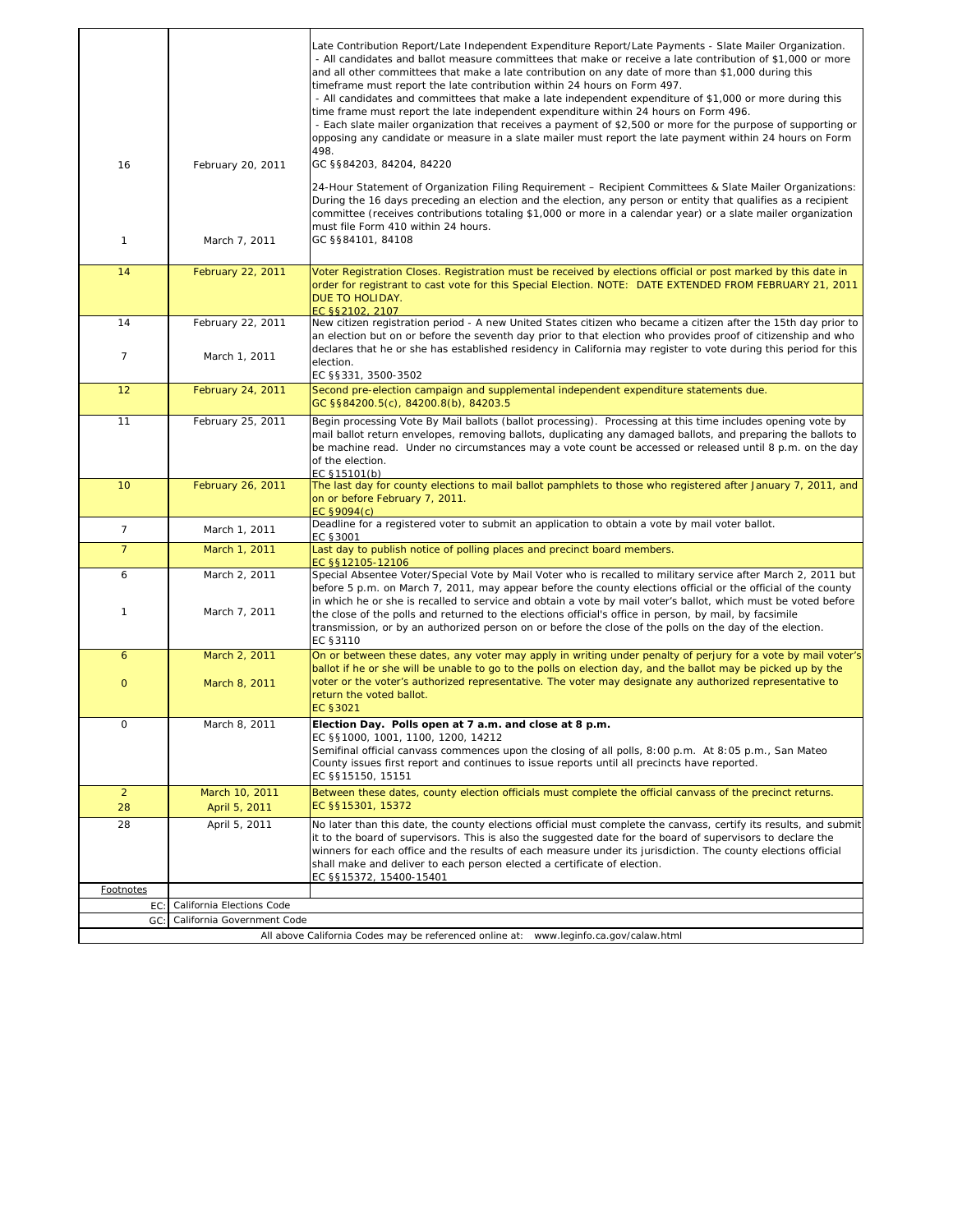| | | |
|---|---|---|
| 16<br><br>1 | February 20, 2011<br><br>March 7, 2011 | Late Contribution Report/Late Independent Expenditure Report/Late Payments - Slate Mailer Organization.<br>- All candidates and ballot measure committees that make or receive a late contribution of $1,000 or more and all other committees that make a late contribution on any date of more than $1,000 during this timeframe must report the late contribution within 24 hours on Form 497.<br>- All candidates and committees that make a late independent expenditure of $1,000 or more during this time frame must report the late independent expenditure within 24 hours on Form 496.<br>- Each slate mailer organization that receives a payment of $2,500 or more for the purpose of supporting or opposing any candidate or measure in a slate mailer must report the late payment within 24 hours on Form 498.<br>GC §§84203, 84204, 84220<br><br>24-Hour Statement of Organization Filing Requirement – Recipient Committees & Slate Mailer Organizations: During the 16 days preceding an election and the election, any person or entity that qualifies as a recipient committee (receives contributions totaling $1,000 or more in a calendar year) or a slate mailer organization must file Form 410 within 24 hours.<br>GC §§84101, 84108 |
| 14 | February 22, 2011 | Voter Registration Closes. Registration must be received by elections official or post marked by this date in order for registrant to cast vote for this Special Election. NOTE: DATE EXTENDED FROM FEBRUARY 21, 2011 DUE TO HOLIDAY.<br>EC §§2102, 2107 |
| 14<br><br>7 | February 22, 2011<br><br>March 1, 2011 | New citizen registration period - A new United States citizen who became a citizen after the 15th day prior to an election but on or before the seventh day prior to that election who provides proof of citizenship and who declares that he or she has established residency in California may register to vote during this period for this election.<br>EC §§331, 3500-3502 |
| 12 | February 24, 2011 | Second pre-election campaign and supplemental independent expenditure statements due.<br>GC §§84200.5(c), 84200.8(b), 84203.5 |
| 11 | February 25, 2011 | Begin processing Vote By Mail ballots (ballot processing). Processing at this time includes opening vote by mail ballot return envelopes, removing ballots, duplicating any damaged ballots, and preparing the ballots to be machine read. Under no circumstances may a vote count be accessed or released until 8 p.m. on the day of the election.<br>EC §15101(b) |
| 10 | February 26, 2011 | The last day for county elections to mail ballot pamphlets to those who registered after January 7, 2011, and on or before February 7, 2011.<br>EC §9094(c) |
| 7 | March 1, 2011 | Deadline for a registered voter to submit an application to obtain a vote by mail voter ballot.<br>EC §3001 |
| 7 | March 1, 2011 | Last day to publish notice of polling places and precinct board members.<br>EC §§12105-12106 |
| 6<br><br>1 | March 2, 2011<br><br>March 7, 2011 | Special Absentee Voter/Special Vote by Mail Voter who is recalled to military service after March 2, 2011 but before 5 p.m. on March 7, 2011, may appear before the county elections official or the official of the county in which he or she is recalled to service and obtain a vote by mail voter's ballot, which must be voted before the close of the polls and returned to the elections official's office in person, by mail, by facsimile transmission, or by an authorized person on or before the close of the polls on the day of the election.<br>EC §3110 |
| 6<br><br>0 | March 2, 2011<br><br>March 8, 2011 | On or between these dates, any voter may apply in writing under penalty of perjury for a vote by mail voter's ballot if he or she will be unable to go to the polls on election day, and the ballot may be picked up by the voter or the voter's authorized representative. The voter may designate any authorized representative to return the voted ballot.<br>EC §3021 |
| 0 | March 8, 2011 | **Election Day. Polls open at 7 a.m. and close at 8 p.m.**<br>EC §§1000, 1001, 1100, 1200, 14212<br>Semifinal official canvass commences upon the closing of all polls, 8:00 p.m. At 8:05 p.m., San Mateo County issues first report and continues to issue reports until all precincts have reported.<br>EC §§15150, 15151 |
| 2<br>28 | March 10, 2011<br>April 5, 2011 | Between these dates, county election officials must complete the official canvass of the precinct returns.<br>EC §§15301, 15372 |
| 28 | April 5, 2011 | No later than this date, the county elections official must complete the canvass, certify its results, and submit it to the board of supervisors. This is also the suggested date for the board of supervisors to declare the winners for each office and the results of each measure under its jurisdiction. The county elections official shall make and deliver to each person elected a certificate of election.<br>EC §§15372, 15400-15401 |
| Footnotes | | |
| EC: | California Elections Code | |
| GC: | California Government Code | |

All above California Codes may be referenced online at: www.leginfo.ca.gov/calaw.html